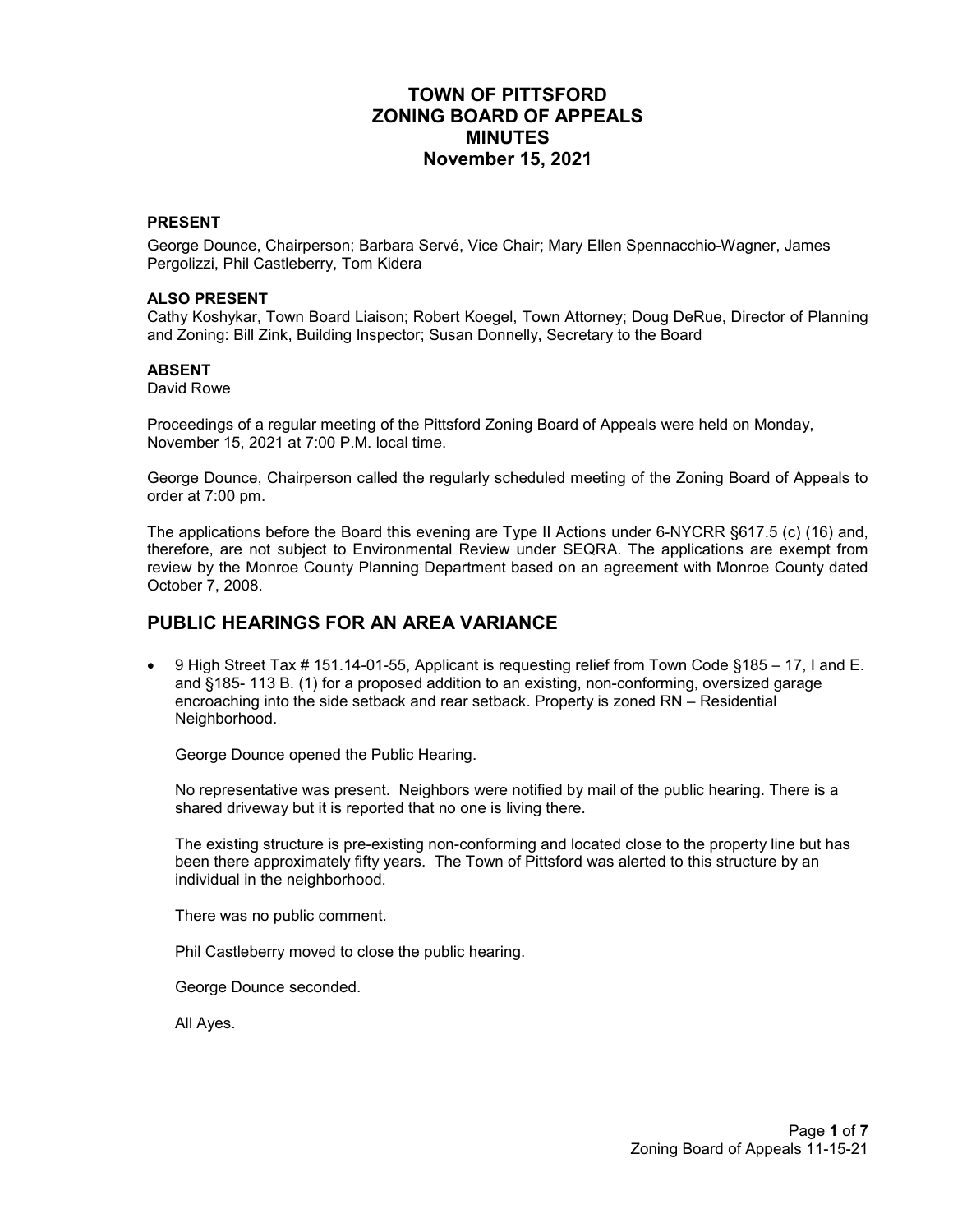# TOWN OF PITTSFORD
# ZONING BOARD OF APPEALS
# MINUTES
# November 15, 2021

**PRESENT**

George Dounce, Chairperson; Barbara Servé, Vice Chair; Mary Ellen Spennacchio-Wagner, James Pergolizzi, Phil Castleberry, Tom Kidera

**ALSO PRESENT**

Cathy Koshykar, Town Board Liaison; Robert Koegel, Town Attorney; Doug DeRue, Director of Planning and Zoning: Bill Zink, Building Inspector; Susan Donnelly, Secretary to the Board

**ABSENT**

David Rowe

Proceedings of a regular meeting of the Pittsford Zoning Board of Appeals were held on Monday, November 15, 2021 at 7:00 P.M. local time.

George Dounce, Chairperson called the regularly scheduled meeting of the Zoning Board of Appeals to order at 7:00 pm.

The applications before the Board this evening are Type II Actions under 6-NYCRR §617.5 (c) (16) and, therefore, are not subject to Environmental Review under SEQRA. The applications are exempt from review by the Monroe County Planning Department based on an agreement with Monroe County dated October 7, 2008.

## PUBLIC HEARINGS FOR AN AREA VARIANCE

- 9 High Street Tax # 151.14-01-55, Applicant is requesting relief from Town Code §185 – 17, I and E. and §185- 113 B. (1) for a proposed addition to an existing, non-conforming, oversized garage encroaching into the side setback and rear setback. Property is zoned RN – Residential Neighborhood.

  George Dounce opened the Public Hearing.

  No representative was present. Neighbors were notified by mail of the public hearing. There is a shared driveway but it is reported that no one is living there.

  The existing structure is pre-existing non-conforming and located close to the property line but has been there approximately fifty years. The Town of Pittsford was alerted to this structure by an individual in the neighborhood.

  There was no public comment.

  Phil Castleberry moved to close the public hearing.

  George Dounce seconded.

  All Ayes.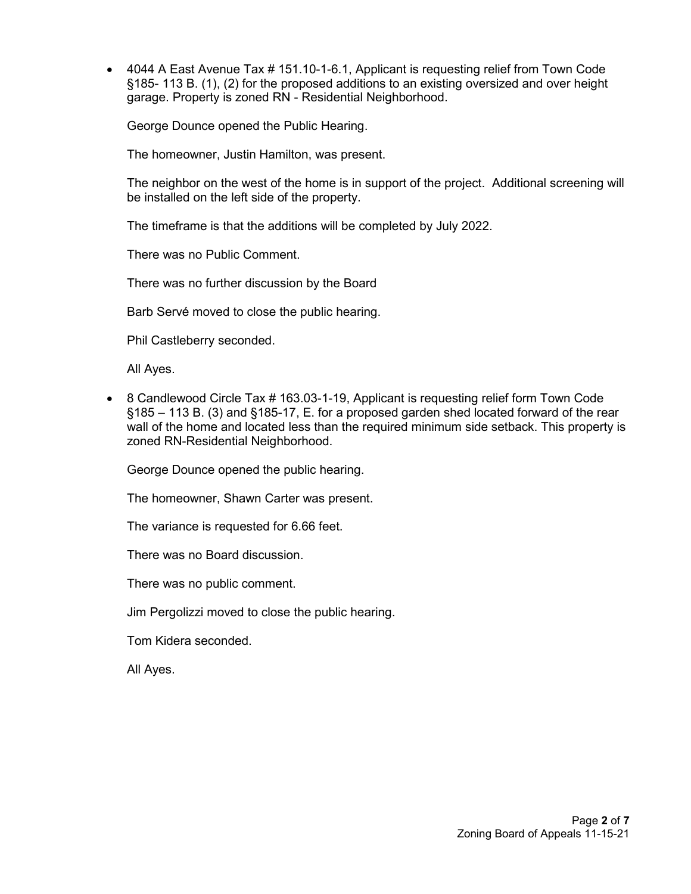- 4044 A East Avenue Tax # 151.10-1-6.1, Applicant is requesting relief from Town Code §185- 113 B. (1), (2) for the proposed additions to an existing oversized and over height garage. Property is zoned RN - Residential Neighborhood.

  George Dounce opened the Public Hearing.

  The homeowner, Justin Hamilton, was present.

  The neighbor on the west of the home is in support of the project. Additional screening will be installed on the left side of the property.

  The timeframe is that the additions will be completed by July 2022.

  There was no Public Comment.

  There was no further discussion by the Board

  Barb Servé moved to close the public hearing.

  Phil Castleberry seconded.

  All Ayes.

- 8 Candlewood Circle Tax # 163.03-1-19, Applicant is requesting relief form Town Code §185 – 113 B. (3) and §185-17, E. for a proposed garden shed located forward of the rear wall of the home and located less than the required minimum side setback. This property is zoned RN-Residential Neighborhood.

  George Dounce opened the public hearing.

  The homeowner, Shawn Carter was present.

  The variance is requested for 6.66 feet.

  There was no Board discussion.

  There was no public comment.

  Jim Pergolizzi moved to close the public hearing.

  Tom Kidera seconded.

  All Ayes.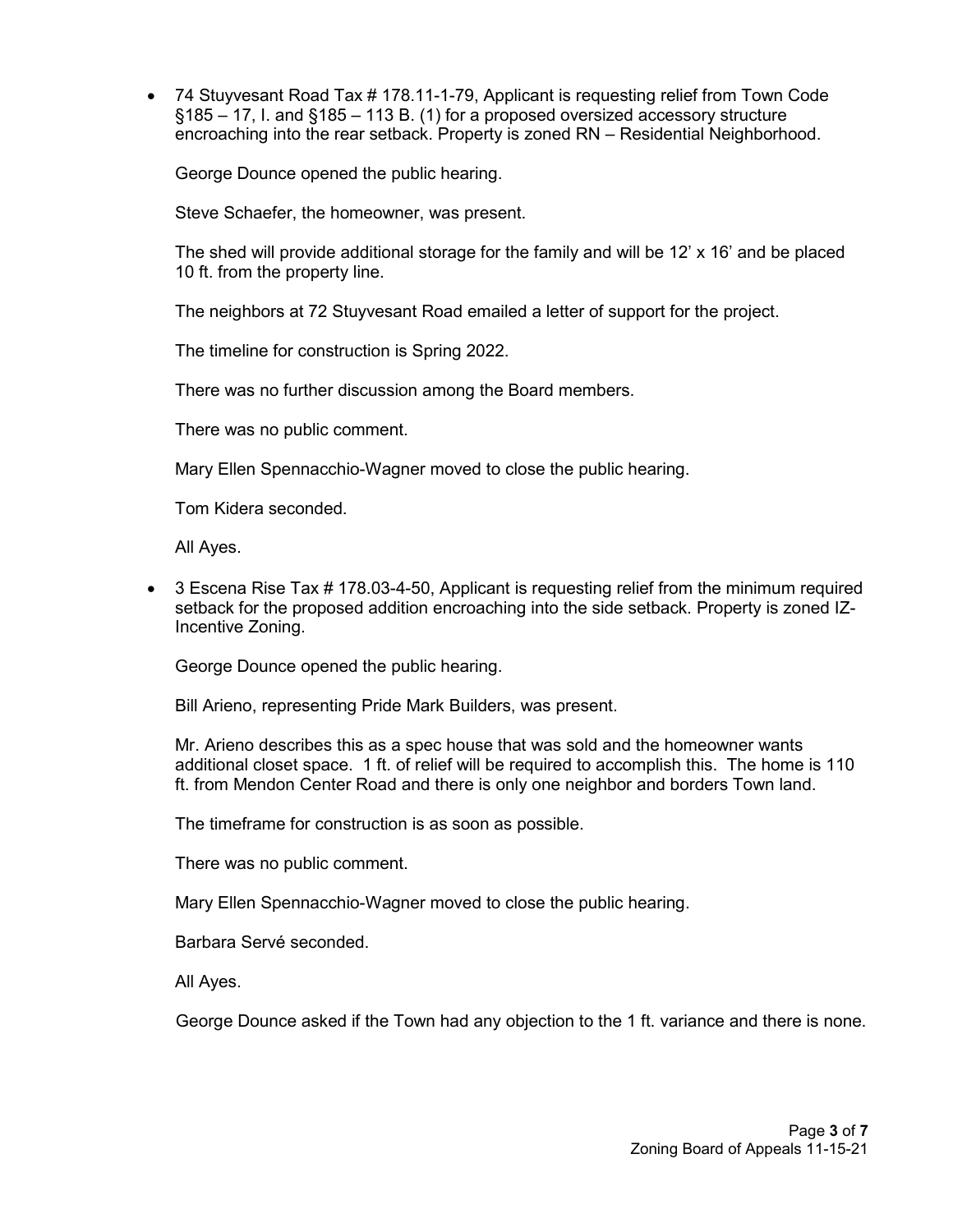- 74 Stuyvesant Road Tax # 178.11-1-79, Applicant is requesting relief from Town Code §185 – 17, I. and §185 – 113 B. (1) for a proposed oversized accessory structure encroaching into the rear setback. Property is zoned RN – Residential Neighborhood.

  George Dounce opened the public hearing.

  Steve Schaefer, the homeowner, was present.

  The shed will provide additional storage for the family and will be 12' x 16' and be placed 10 ft. from the property line.

  The neighbors at 72 Stuyvesant Road emailed a letter of support for the project.

  The timeline for construction is Spring 2022.

  There was no further discussion among the Board members.

  There was no public comment.

  Mary Ellen Spennacchio-Wagner moved to close the public hearing.

  Tom Kidera seconded.

  All Ayes.

- 3 Escena Rise Tax # 178.03-4-50, Applicant is requesting relief from the minimum required setback for the proposed addition encroaching into the side setback. Property is zoned IZ-Incentive Zoning.

  George Dounce opened the public hearing.

  Bill Arieno, representing Pride Mark Builders, was present.

  Mr. Arieno describes this as a spec house that was sold and the homeowner wants additional closet space. 1 ft. of relief will be required to accomplish this. The home is 110 ft. from Mendon Center Road and there is only one neighbor and borders Town land.

  The timeframe for construction is as soon as possible.

  There was no public comment.

  Mary Ellen Spennacchio-Wagner moved to close the public hearing.

  Barbara Servé seconded.

  All Ayes.

  George Dounce asked if the Town had any objection to the 1 ft. variance and there is none.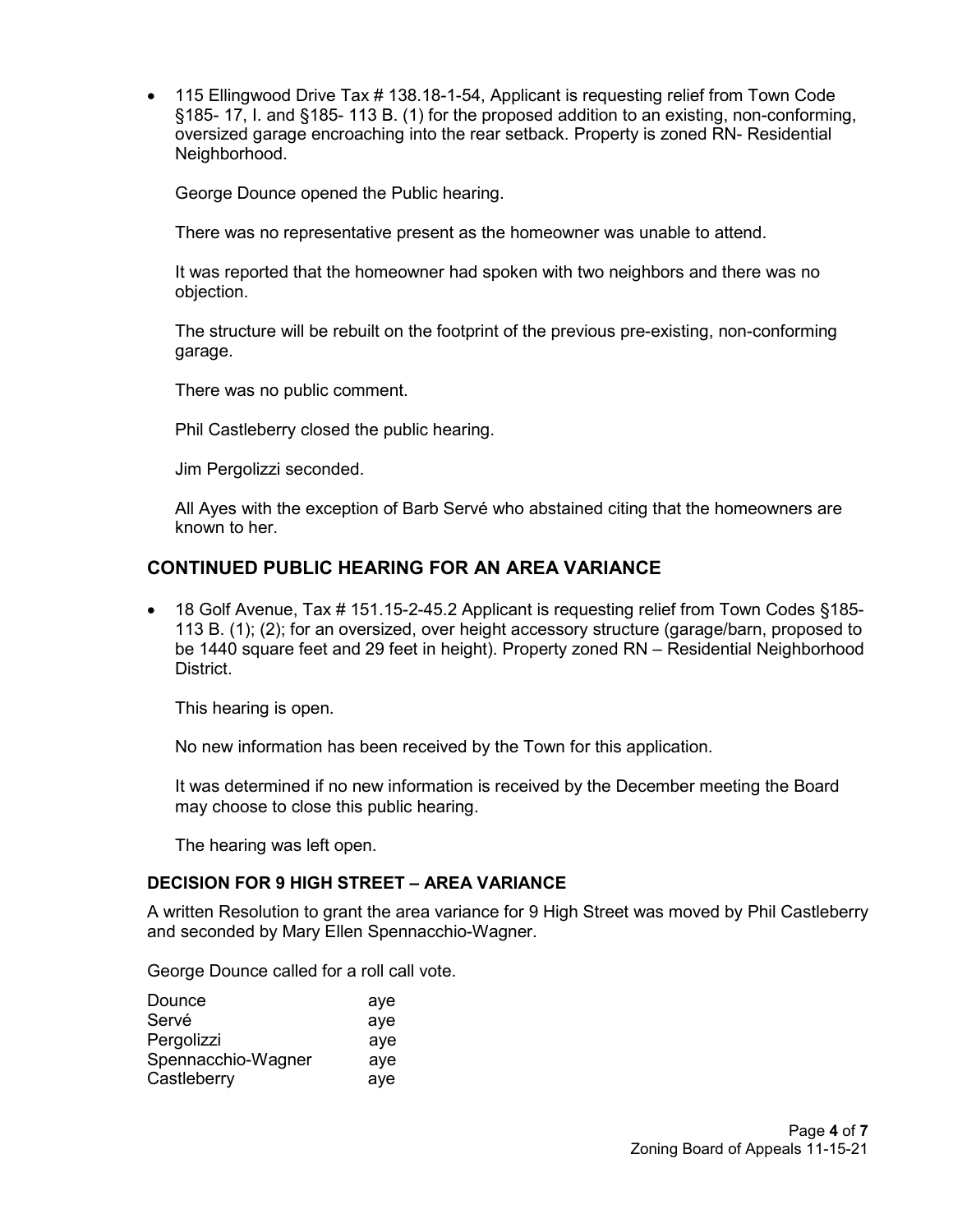- 115 Ellingwood Drive Tax # 138.18-1-54, Applicant is requesting relief from Town Code §185- 17, I. and §185- 113 B. (1) for the proposed addition to an existing, non-conforming, oversized garage encroaching into the rear setback. Property is zoned RN- Residential Neighborhood.

  George Dounce opened the Public hearing.

  There was no representative present as the homeowner was unable to attend.

  It was reported that the homeowner had spoken with two neighbors and there was no objection.

  The structure will be rebuilt on the footprint of the previous pre-existing, non-conforming garage.

  There was no public comment.

  Phil Castleberry closed the public hearing.

  Jim Pergolizzi seconded.

  All Ayes with the exception of Barb Servé who abstained citing that the homeowners are known to her.

## CONTINUED PUBLIC HEARING FOR AN AREA VARIANCE

- 18 Golf Avenue, Tax # 151.15-2-45.2 Applicant is requesting relief from Town Codes §185- 113 B. (1); (2); for an oversized, over height accessory structure (garage/barn, proposed to be 1440 square feet and 29 feet in height). Property zoned RN – Residential Neighborhood District.

  This hearing is open.

  No new information has been received by the Town for this application.

  It was determined if no new information is received by the December meeting the Board may choose to close this public hearing.

  The hearing was left open.

### DECISION FOR 9 HIGH STREET – AREA VARIANCE

A written Resolution to grant the area variance for 9 High Street was moved by Phil Castleberry and seconded by Mary Ellen Spennacchio-Wagner.

George Dounce called for a roll call vote.

| | |
|---|---|
| Dounce | aye |
| Servé | aye |
| Pergolizzi | aye |
| Spennacchio-Wagner | aye |
| Castleberry | aye |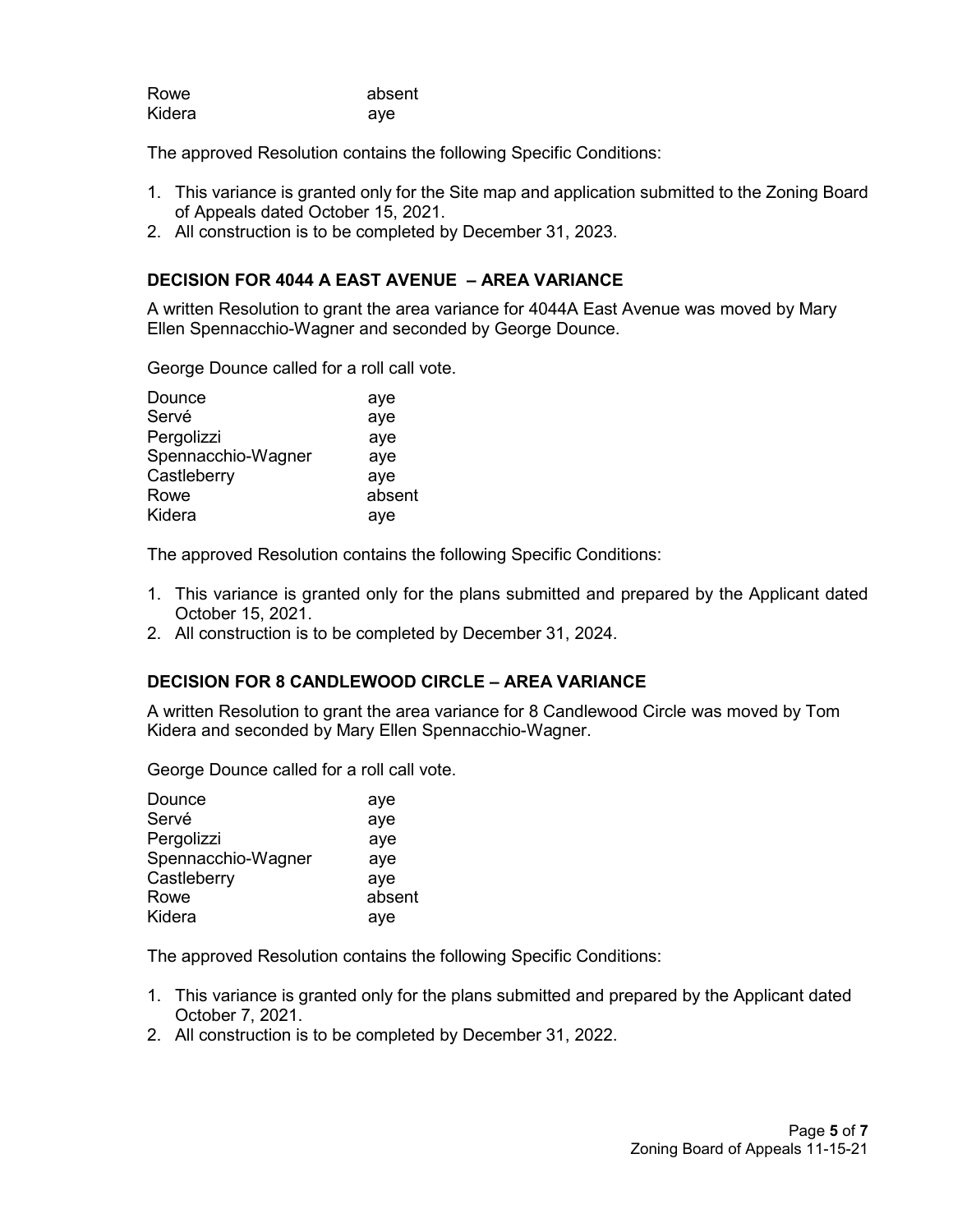| | |
|---|---|
| Rowe | absent |
| Kidera | aye |

The approved Resolution contains the following Specific Conditions:

1. This variance is granted only for the Site map and application submitted to the Zoning Board of Appeals dated October 15, 2021.
2. All construction is to be completed by December 31, 2023.

### DECISION FOR 4044 A EAST AVENUE – AREA VARIANCE

A written Resolution to grant the area variance for 4044A East Avenue was moved by Mary Ellen Spennacchio-Wagner and seconded by George Dounce.

George Dounce called for a roll call vote.

| | |
|---|---|
| Dounce | aye |
| Servé | aye |
| Pergolizzi | aye |
| Spennacchio-Wagner | aye |
| Castleberry | aye |
| Rowe | absent |
| Kidera | aye |

The approved Resolution contains the following Specific Conditions:

1. This variance is granted only for the plans submitted and prepared by the Applicant dated October 15, 2021.
2. All construction is to be completed by December 31, 2024.

### DECISION FOR 8 CANDLEWOOD CIRCLE – AREA VARIANCE

A written Resolution to grant the area variance for 8 Candlewood Circle was moved by Tom Kidera and seconded by Mary Ellen Spennacchio-Wagner.

George Dounce called for a roll call vote.

| | |
|---|---|
| Dounce | aye |
| Servé | aye |
| Pergolizzi | aye |
| Spennacchio-Wagner | aye |
| Castleberry | aye |
| Rowe | absent |
| Kidera | aye |

The approved Resolution contains the following Specific Conditions:

1. This variance is granted only for the plans submitted and prepared by the Applicant dated October 7, 2021.
2. All construction is to be completed by December 31, 2022.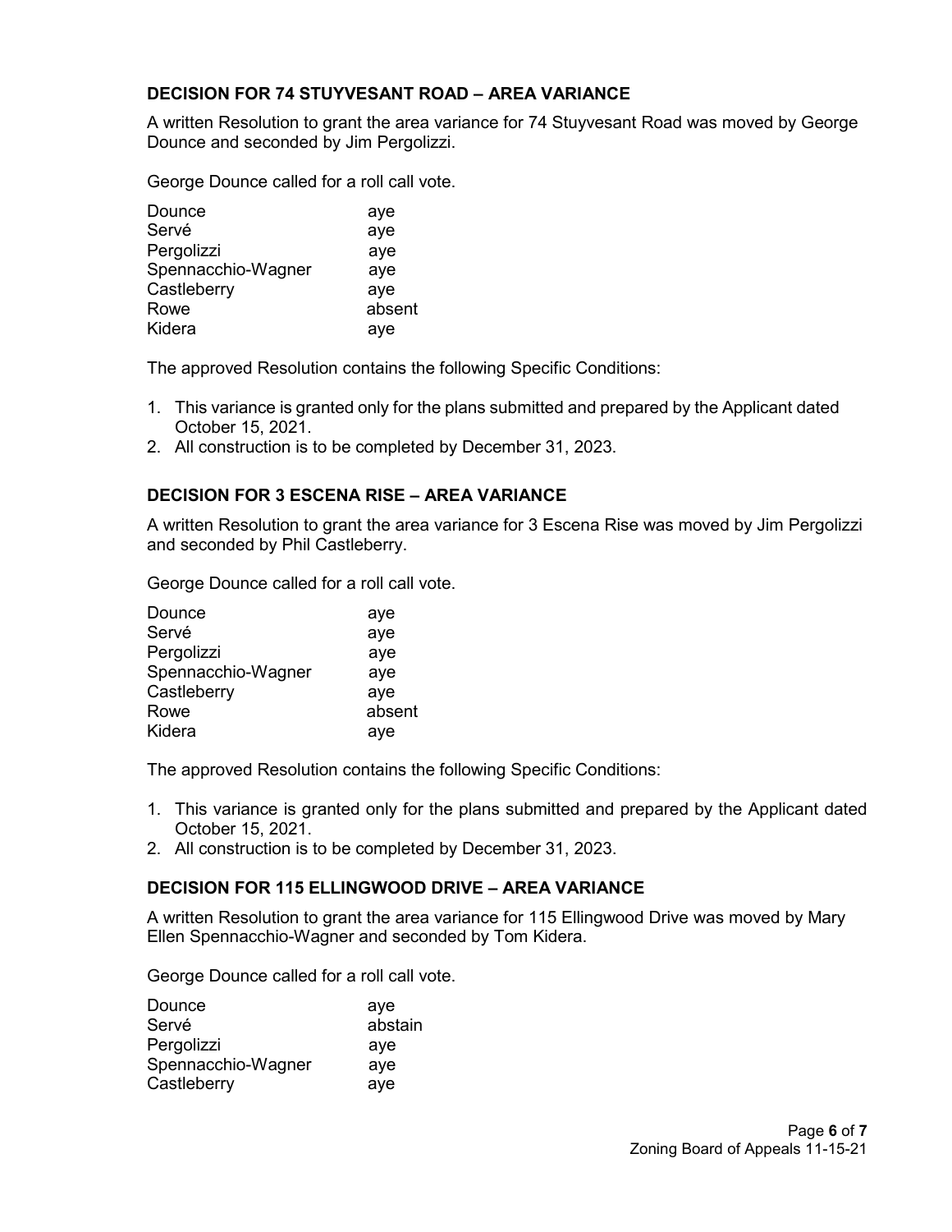### DECISION FOR 74 STUYVESANT ROAD – AREA VARIANCE

A written Resolution to grant the area variance for 74 Stuyvesant Road was moved by George Dounce and seconded by Jim Pergolizzi.

George Dounce called for a roll call vote.

| | |
|---|---|
| Dounce | aye |
| Servé | aye |
| Pergolizzi | aye |
| Spennacchio-Wagner | aye |
| Castleberry | aye |
| Rowe | absent |
| Kidera | aye |

The approved Resolution contains the following Specific Conditions:

1. This variance is granted only for the plans submitted and prepared by the Applicant dated October 15, 2021.
2. All construction is to be completed by December 31, 2023.

### DECISION FOR 3 ESCENA RISE – AREA VARIANCE

A written Resolution to grant the area variance for 3 Escena Rise was moved by Jim Pergolizzi and seconded by Phil Castleberry.

George Dounce called for a roll call vote.

| | |
|---|---|
| Dounce | aye |
| Servé | aye |
| Pergolizzi | aye |
| Spennacchio-Wagner | aye |
| Castleberry | aye |
| Rowe | absent |
| Kidera | aye |

The approved Resolution contains the following Specific Conditions:

1. This variance is granted only for the plans submitted and prepared by the Applicant dated October 15, 2021.
2. All construction is to be completed by December 31, 2023.

### DECISION FOR 115 ELLINGWOOD DRIVE – AREA VARIANCE

A written Resolution to grant the area variance for 115 Ellingwood Drive was moved by Mary Ellen Spennacchio-Wagner and seconded by Tom Kidera.

George Dounce called for a roll call vote.

| | |
|---|---|
| Dounce | aye |
| Servé | abstain |
| Pergolizzi | aye |
| Spennacchio-Wagner | aye |
| Castleberry | aye |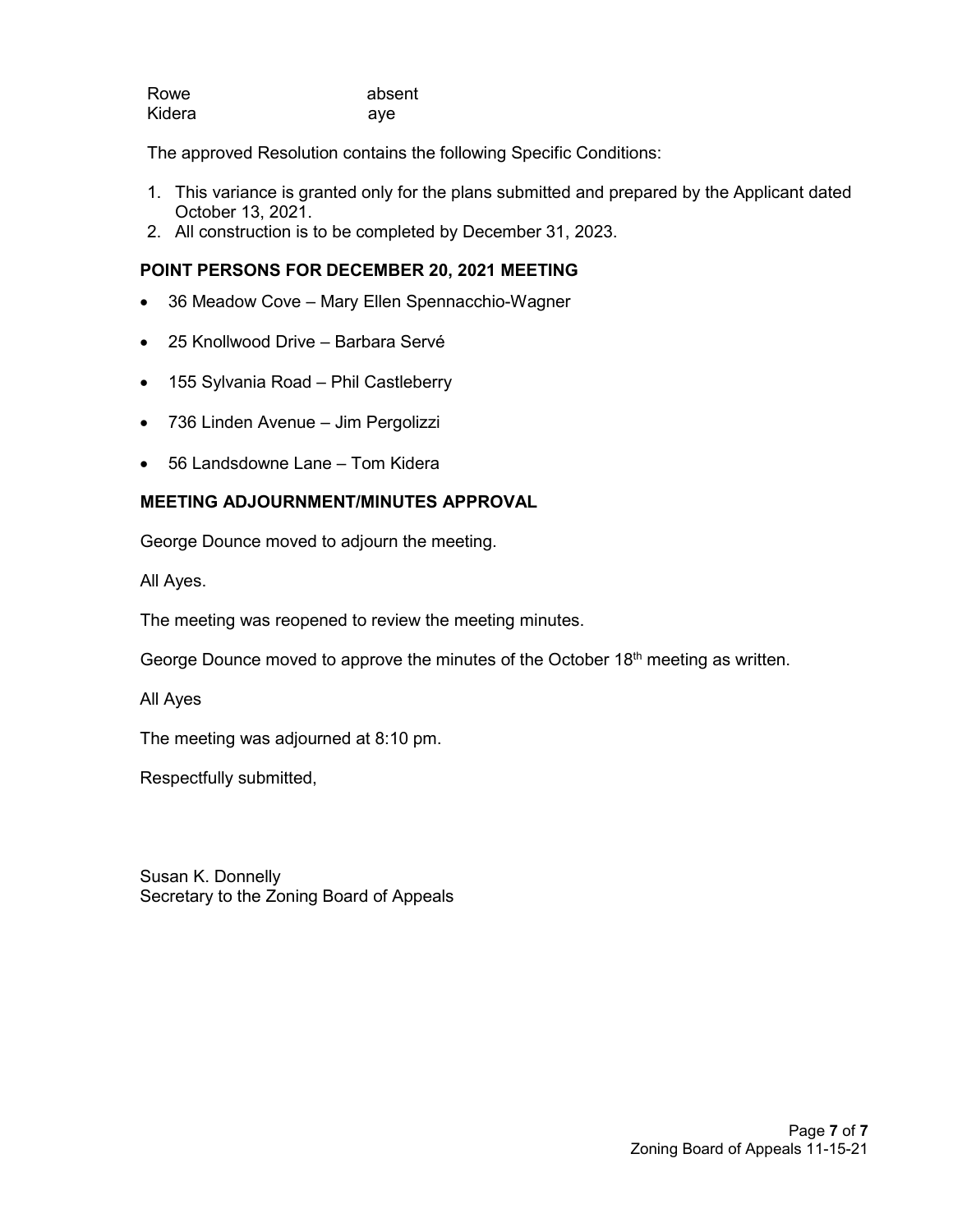| | |
|---|---|
| Rowe | absent |
| Kidera | aye |

The approved Resolution contains the following Specific Conditions:

1. This variance is granted only for the plans submitted and prepared by the Applicant dated October 13, 2021.
2. All construction is to be completed by December 31, 2023.

**POINT PERSONS FOR DECEMBER 20, 2021 MEETING**

- 36 Meadow Cove – Mary Ellen Spennacchio-Wagner
- 25 Knollwood Drive – Barbara Servé
- 155 Sylvania Road – Phil Castleberry
- 736 Linden Avenue – Jim Pergolizzi
- 56 Landsdowne Lane – Tom Kidera

**MEETING ADJOURNMENT/MINUTES APPROVAL**

George Dounce moved to adjourn the meeting.

All Ayes.

The meeting was reopened to review the meeting minutes.

George Dounce moved to approve the minutes of the October 18th meeting as written.

All Ayes

The meeting was adjourned at 8:10 pm.

Respectfully submitted,

Susan K. Donnelly
Secretary to the Zoning Board of Appeals